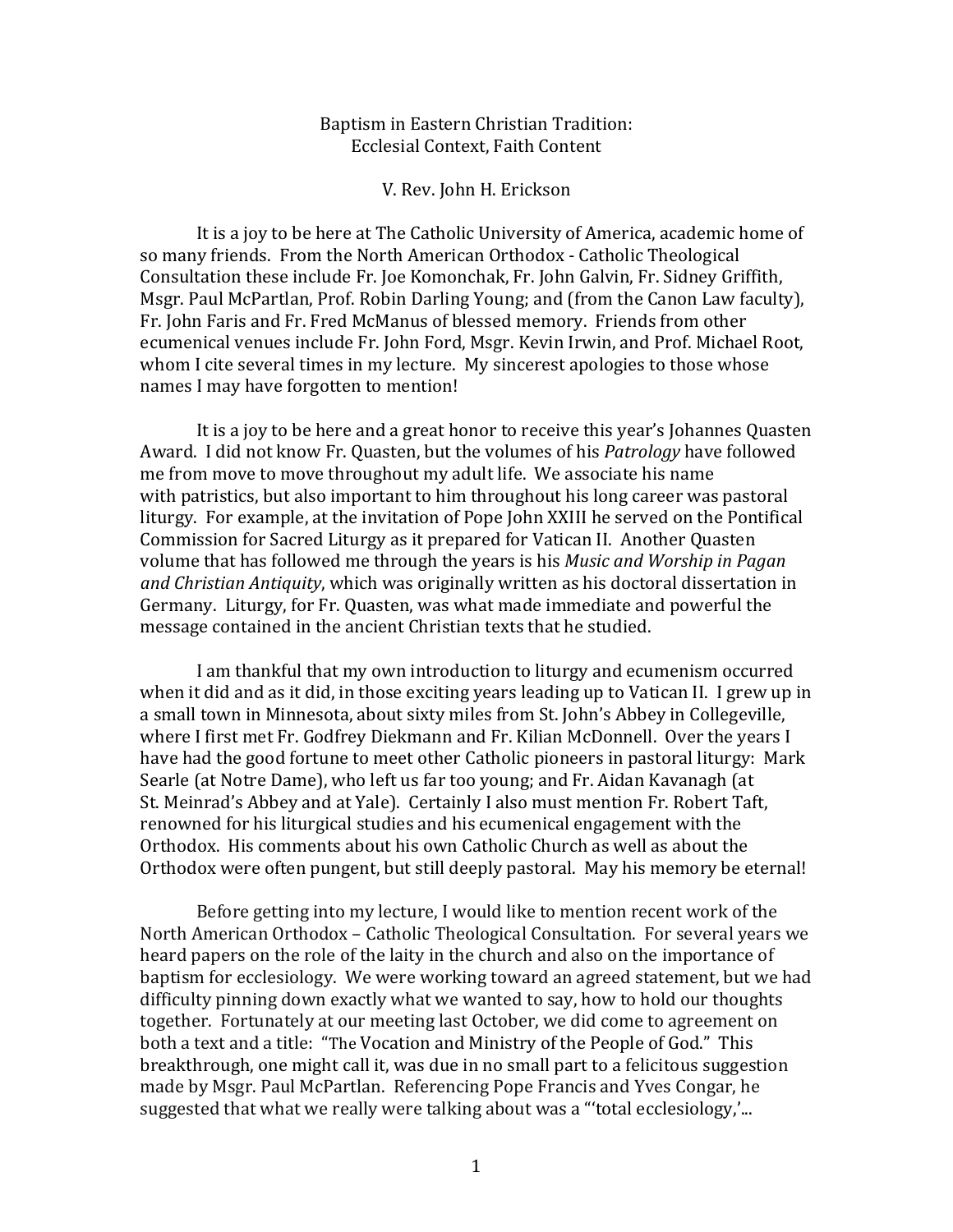# Baptism in Eastern Christian Tradition: Ecclesial Context, Faith Content

V. Rev. John H. Erickson

It is a joy to be here at The Catholic University of America, academic home of so many friends. From the North American Orthodox - Catholic Theological Consultation these include Fr. Joe Komonchak, Fr. John Galvin, Fr. Sidney Griffith, Msgr. Paul McPartlan, Prof. Robin Darling Young; and (from the Canon Law faculty), Fr. John Faris and Fr. Fred McManus of blessed memory. Friends from other ecumenical venues include Fr. John Ford, Msgr. Kevin Irwin, and Prof. Michael Root, whom I cite several times in my lecture. My sincerest apologies to those whose names I may have forgotten to mention!

It is a joy to be here and a great honor to receive this year's Johannes Quasten Award. I did not know Fr. Quasten, but the volumes of his *Patrology* have followed me from move to move throughout my adult life. We associate his name with patristics, but also important to him throughout his long career was pastoral liturgy. For example, at the invitation of Pope John XXIII he served on the Pontifical Commission for Sacred Liturgy as it prepared for Vatican II. Another Quasten volume that has followed me through the years is his *Music and Worship in Pagan and Christian Antiquity*, which was originally written as his doctoral dissertation in Germany. Liturgy, for Fr. Quasten, was what made immediate and powerful the message contained in the ancient Christian texts that he studied.

I am thankful that my own introduction to liturgy and ecumenism occurred when it did and as it did, in those exciting years leading up to Vatican II. I grew up in a small town in Minnesota, about sixty miles from St. John's Abbey in Collegeville, where I first met Fr. Godfrey Diekmann and Fr. Kilian McDonnell. Over the years I have had the good fortune to meet other Catholic pioneers in pastoral liturgy: Mark Searle (at Notre Dame), who left us far too young; and Fr. Aidan Kavanagh (at St. Meinrad's Abbey and at Yale). Certainly I also must mention Fr. Robert Taft, renowned for his liturgical studies and his ecumenical engagement with the Orthodox. His comments about his own Catholic Church as well as about the Orthodox were often pungent, but still deeply pastoral. May his memory be eternal!

Before getting into my lecture, I would like to mention recent work of the North American Orthodox – Catholic Theological Consultation. For several years we heard papers on the role of the laity in the church and also on the importance of baptism for ecclesiology. We were working toward an agreed statement, but we had difficulty pinning down exactly what we wanted to say, how to hold our thoughts together. Fortunately at our meeting last October, we did come to agreement on both a text and a title: "The Vocation and Ministry of the People of God." This breakthrough, one might call it, was due in no small part to a felicitous suggestion made by Msgr. Paul McPartlan. Referencing Pope Francis and Yves Congar, he suggested that what we really were talking about was a "'total ecclesiology,'...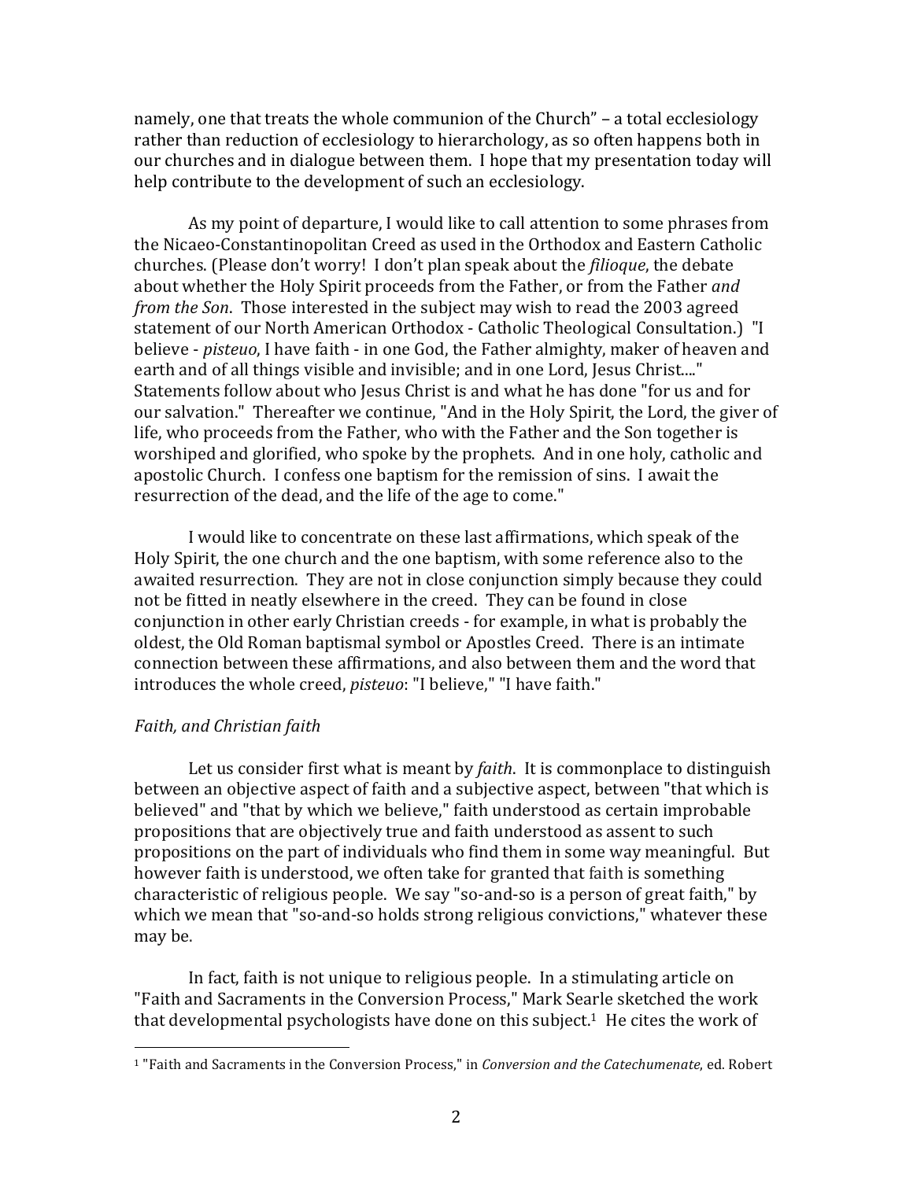namely, one that treats the whole communion of the Church" – a total ecclesiology rather than reduction of ecclesiology to hierarchology, as so often happens both in our churches and in dialogue between them. I hope that my presentation today will help contribute to the development of such an ecclesiology.

As my point of departure, I would like to call attention to some phrases from the Nicaeo-Constantinopolitan Creed as used in the Orthodox and Eastern Catholic churches. (Please don't worry! I don't plan speak about the *filioque*, the debate about whether the Holy Spirit proceeds from the Father, or from the Father *and from the Son*. Those interested in the subject may wish to read the 2003 agreed statement of our North American Orthodox - Catholic Theological Consultation.) "I believe - *pisteuo*, I have faith - in one God, the Father almighty, maker of heaven and earth and of all things visible and invisible; and in one Lord, Jesus Christ...." Statements follow about who Jesus Christ is and what he has done "for us and for our salvation." Thereafter we continue, "And in the Holy Spirit, the Lord, the giver of life, who proceeds from the Father, who with the Father and the Son together is worshiped and glorified, who spoke by the prophets. And in one holy, catholic and apostolic Church. I confess one baptism for the remission of sins. I await the resurrection of the dead, and the life of the age to come."

I would like to concentrate on these last affirmations, which speak of the Holy Spirit, the one church and the one baptism, with some reference also to the awaited resurrection. They are not in close conjunction simply because they could not be fitted in neatly elsewhere in the creed. They can be found in close conjunction in other early Christian creeds - for example, in what is probably the oldest, the Old Roman baptismal symbol or Apostles Creed. There is an intimate connection between these affirmations, and also between them and the word that introduces the whole creed, *pisteuo*: "I believe," "I have faith."

*Faith, and Christian faith*

Let us consider first what is meant by *faith*. It is commonplace to distinguish between an objective aspect of faith and a subjective aspect, between "that which is believed" and "that by which we believe," faith understood as certain improbable propositions that are objectively true and faith understood as assent to such propositions on the part of individuals who find them in some way meaningful. But however faith is understood, we often take for granted that faith is something characteristic of religious people. We say "so-and-so is a person of great faith," by which we mean that "so-and-so holds strong religious convictions," whatever these may be.

In fact, faith is not unique to religious people. In a stimulating article on "Faith and Sacraments in the Conversion Process," Mark Searle sketched the work that developmental psychologists have done on this subject.[1] He cites the work of

---

[1] "Faith and Sacraments in the Conversion Process," in *Conversion and the Catechumenate*, ed. Robert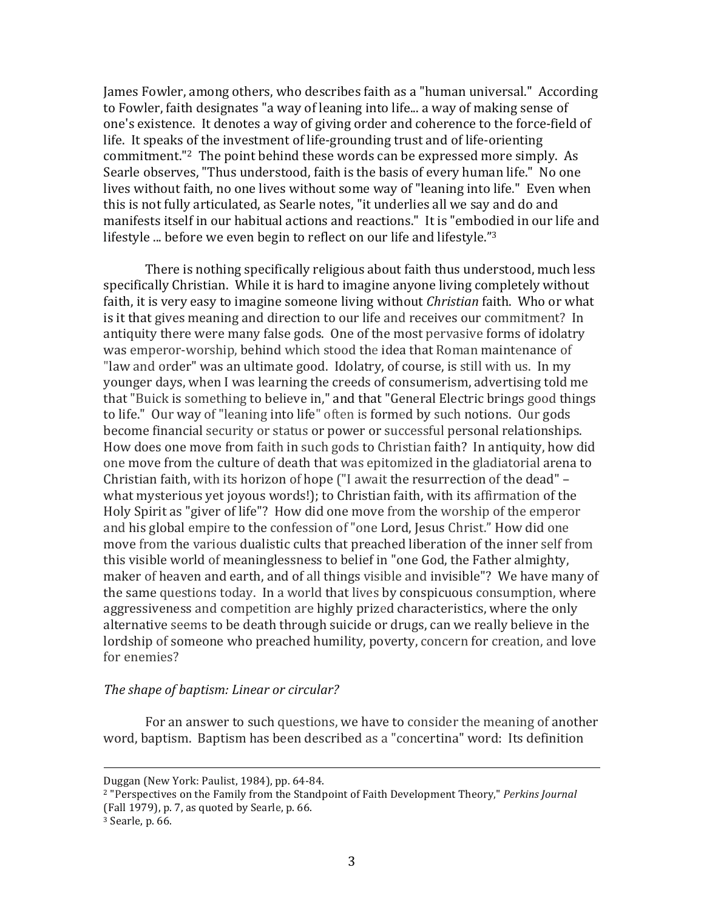James Fowler, among others, who describes faith as a "human universal." According to Fowler, faith designates "a way of leaning into life... a way of making sense of one's existence. It denotes a way of giving order and coherence to the force-field of life. It speaks of the investment of life-grounding trust and of life-orienting commitment."[2] The point behind these words can be expressed more simply. As Searle observes, "Thus understood, faith is the basis of every human life." No one lives without faith, no one lives without some way of "leaning into life." Even when this is not fully articulated, as Searle notes, "it underlies all we say and do and manifests itself in our habitual actions and reactions." It is "embodied in our life and lifestyle ... before we even begin to reflect on our life and lifestyle."[3]

There is nothing specifically religious about faith thus understood, much less specifically Christian. While it is hard to imagine anyone living completely without faith, it is very easy to imagine someone living without *Christian* faith. Who or what is it that gives meaning and direction to our life and receives our commitment? In antiquity there were many false gods. One of the most pervasive forms of idolatry was emperor-worship, behind which stood the idea that Roman maintenance of "law and order" was an ultimate good. Idolatry, of course, is still with us. In my younger days, when I was learning the creeds of consumerism, advertising told me that "Buick is something to believe in," and that "General Electric brings good things to life." Our way of "leaning into life" often is formed by such notions. Our gods become financial security or status or power or successful personal relationships. How does one move from faith in such gods to Christian faith? In antiquity, how did one move from the culture of death that was epitomized in the gladiatorial arena to Christian faith, with its horizon of hope ("I await the resurrection of the dead" – what mysterious yet joyous words!); to Christian faith, with its affirmation of the Holy Spirit as "giver of life"? How did one move from the worship of the emperor and his global empire to the confession of "one Lord, Jesus Christ." How did one move from the various dualistic cults that preached liberation of the inner self from this visible world of meaninglessness to belief in "one God, the Father almighty, maker of heaven and earth, and of all things visible and invisible"? We have many of the same questions today. In a world that lives by conspicuous consumption, where aggressiveness and competition are highly prized characteristics, where the only alternative seems to be death through suicide or drugs, can we really believe in the lordship of someone who preached humility, poverty, concern for creation, and love for enemies?

*The shape of baptism: Linear or circular?*

For an answer to such questions, we have to consider the meaning of another word, baptism. Baptism has been described as a "concertina" word: Its definition

---

Duggan (New York: Paulist, 1984), pp. 64-84.

[2] "Perspectives on the Family from the Standpoint of Faith Development Theory," *Perkins Journal* (Fall 1979), p. 7, as quoted by Searle, p. 66.

[3] Searle, p. 66.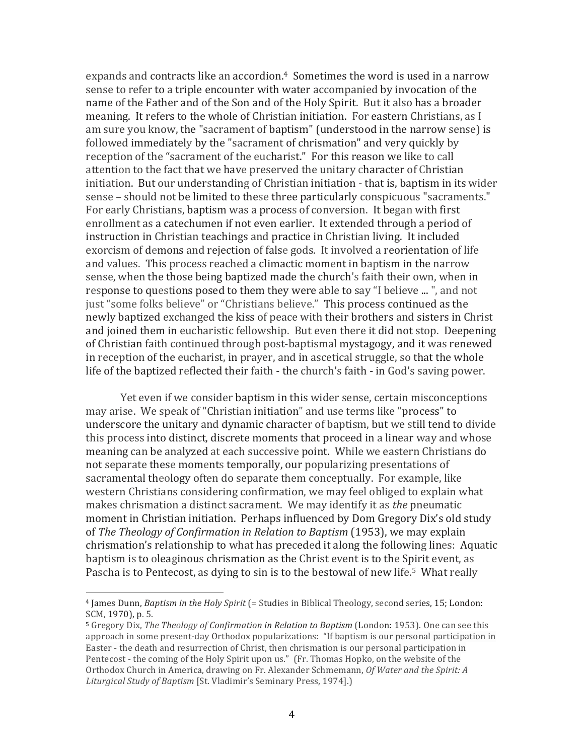expands and contracts like an accordion.[4] Sometimes the word is used in a narrow sense to refer to a triple encounter with water accompanied by invocation of the name of the Father and of the Son and of the Holy Spirit. But it also has a broader meaning. It refers to the whole of Christian initiation. For eastern Christians, as I am sure you know, the "sacrament of baptism" (understood in the narrow sense) is followed immediately by the "sacrament of chrismation" and very quickly by reception of the "sacrament of the eucharist." For this reason we like to call attention to the fact that we have preserved the unitary character of Christian initiation. But our understanding of Christian initiation - that is, baptism in its wider sense – should not be limited to these three particularly conspicuous "sacraments." For early Christians, baptism was a process of conversion. It began with first enrollment as a catechumen if not even earlier. It extended through a period of instruction in Christian teachings and practice in Christian living. It included exorcism of demons and rejection of false gods. It involved a reorientation of life and values. This process reached a climactic moment in baptism in the narrow sense, when the those being baptized made the church's faith their own, when in response to questions posed to them they were able to say "I believe ... ", and not just "some folks believe" or "Christians believe." This process continued as the newly baptized exchanged the kiss of peace with their brothers and sisters in Christ and joined them in eucharistic fellowship. But even there it did not stop. Deepening of Christian faith continued through post-baptismal mystagogy, and it was renewed in reception of the eucharist, in prayer, and in ascetical struggle, so that the whole life of the baptized reflected their faith - the church's faith - in God's saving power.

Yet even if we consider baptism in this wider sense, certain misconceptions may arise. We speak of "Christian initiation" and use terms like "process" to underscore the unitary and dynamic character of baptism, but we still tend to divide this process into distinct, discrete moments that proceed in a linear way and whose meaning can be analyzed at each successive point. While we eastern Christians do not separate these moments temporally, our popularizing presentations of sacramental theology often do separate them conceptually. For example, like western Christians considering confirmation, we may feel obliged to explain what makes chrismation a distinct sacrament. We may identify it as *the* pneumatic moment in Christian initiation. Perhaps influenced by Dom Gregory Dix's old study of *The Theology of Confirmation in Relation to Baptism* (1953), we may explain chrismation's relationship to what has preceded it along the following lines: Aquatic baptism is to oleaginous chrismation as the Christ event is to the Spirit event, as Pascha is to Pentecost, as dying to sin is to the bestowal of new life.[5] What really

---

[4] James Dunn, *Baptism in the Holy Spirit* (= Studies in Biblical Theology, second series, 15; London: SCM, 1970), p. 5.

[5] Gregory Dix, *The Theology of Confirmation in Relation to Baptism* (London: 1953). One can see this approach in some present-day Orthodox popularizations: "If baptism is our personal participation in Easter - the death and resurrection of Christ, then chrismation is our personal participation in Pentecost - the coming of the Holy Spirit upon us." (Fr. Thomas Hopko, on the website of the Orthodox Church in America, drawing on Fr. Alexander Schmemann, *Of Water and the Spirit: A Liturgical Study of Baptism* [St. Vladimir's Seminary Press, 1974].)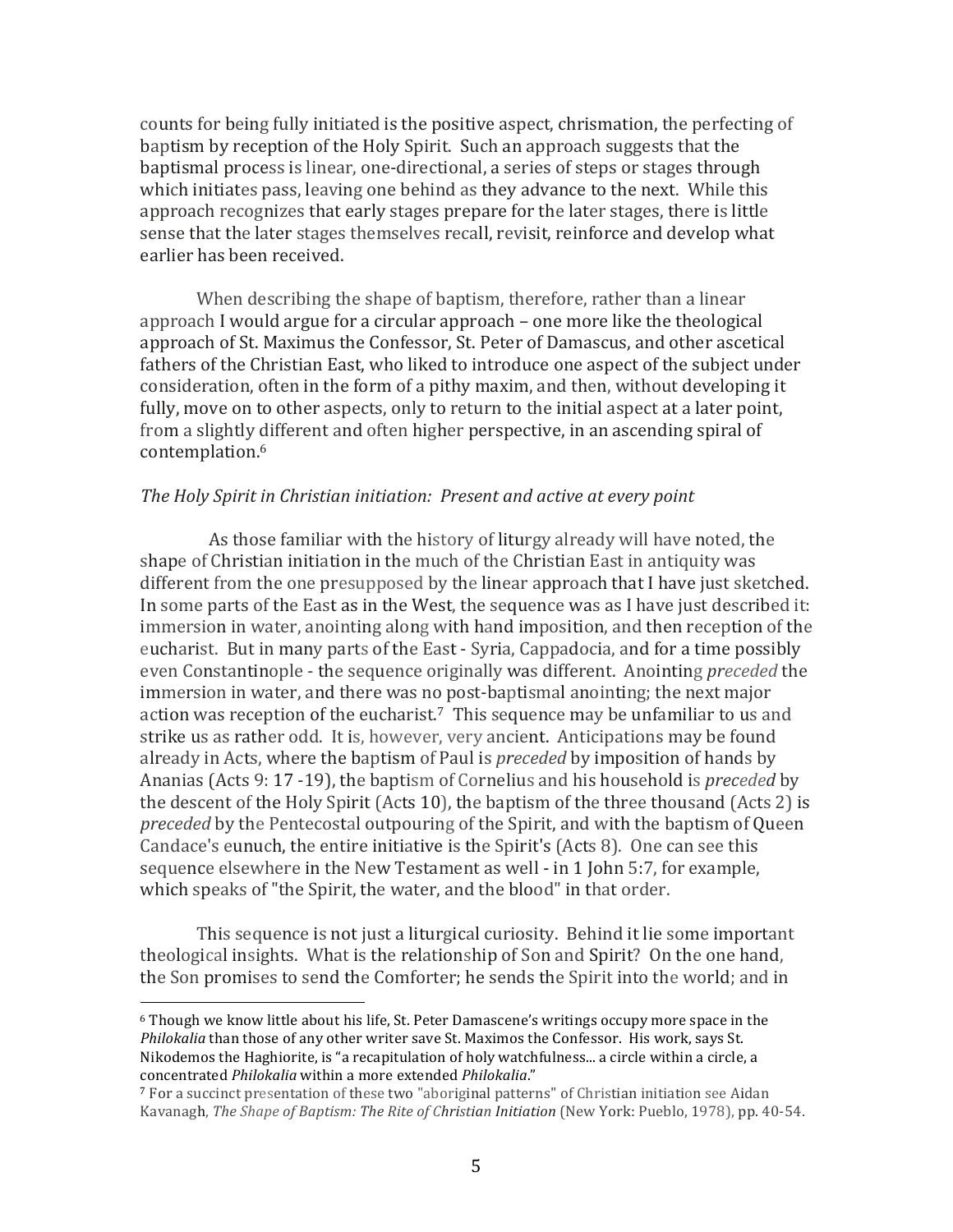counts for being fully initiated is the positive aspect, chrismation, the perfecting of baptism by reception of the Holy Spirit. Such an approach suggests that the baptismal process is linear, one-directional, a series of steps or stages through which initiates pass, leaving one behind as they advance to the next. While this approach recognizes that early stages prepare for the later stages, there is little sense that the later stages themselves recall, revisit, reinforce and develop what earlier has been received.

When describing the shape of baptism, therefore, rather than a linear approach I would argue for a circular approach – one more like the theological approach of St. Maximus the Confessor, St. Peter of Damascus, and other ascetical fathers of the Christian East, who liked to introduce one aspect of the subject under consideration, often in the form of a pithy maxim, and then, without developing it fully, move on to other aspects, only to return to the initial aspect at a later point, from a slightly different and often higher perspective, in an ascending spiral of contemplation.[6]

*The Holy Spirit in Christian initiation: Present and active at every point*

As those familiar with the history of liturgy already will have noted, the shape of Christian initiation in the much of the Christian East in antiquity was different from the one presupposed by the linear approach that I have just sketched. In some parts of the East as in the West, the sequence was as I have just described it: immersion in water, anointing along with hand imposition, and then reception of the eucharist. But in many parts of the East - Syria, Cappadocia, and for a time possibly even Constantinople - the sequence originally was different. Anointing *preceded* the immersion in water, and there was no post-baptismal anointing; the next major action was reception of the eucharist.[7] This sequence may be unfamiliar to us and strike us as rather odd. It is, however, very ancient. Anticipations may be found already in Acts, where the baptism of Paul is *preceded* by imposition of hands by Ananias (Acts 9: 17 -19), the baptism of Cornelius and his household is *preceded* by the descent of the Holy Spirit (Acts 10), the baptism of the three thousand (Acts 2) is *preceded* by the Pentecostal outpouring of the Spirit, and with the baptism of Queen Candace's eunuch, the entire initiative is the Spirit's (Acts 8). One can see this sequence elsewhere in the New Testament as well - in 1 John 5:7, for example, which speaks of "the Spirit, the water, and the blood" in that order.

This sequence is not just a liturgical curiosity. Behind it lie some important theological insights. What is the relationship of Son and Spirit? On the one hand, the Son promises to send the Comforter; he sends the Spirit into the world; and in

---

[6] Though we know little about his life, St. Peter Damascene's writings occupy more space in the *Philokalia* than those of any other writer save St. Maximos the Confessor. His work, says St. Nikodemos the Haghiorite, is "a recapitulation of holy watchfulness... a circle within a circle, a concentrated *Philokalia* within a more extended *Philokalia*."

[7] For a succinct presentation of these two "aboriginal patterns" of Christian initiation see Aidan Kavanagh, *The Shape of Baptism: The Rite of Christian Initiation* (New York: Pueblo, 1978), pp. 40-54.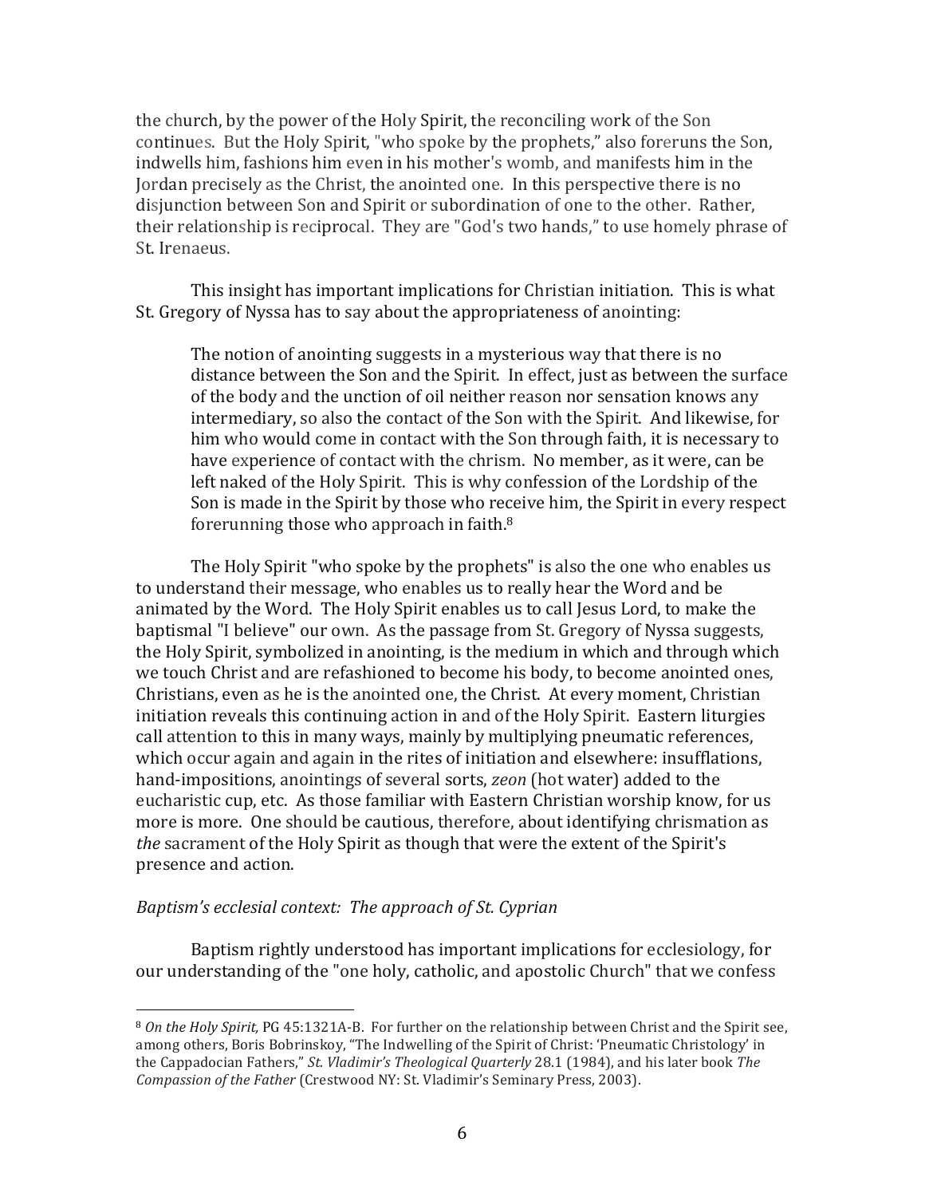the church, by the power of the Holy Spirit, the reconciling work of the Son continues. But the Holy Spirit, "who spoke by the prophets," also foreruns the Son, indwells him, fashions him even in his mother's womb, and manifests him in the Jordan precisely as the Christ, the anointed one. In this perspective there is no disjunction between Son and Spirit or subordination of one to the other. Rather, their relationship is reciprocal. They are "God's two hands," to use homely phrase of St. Irenaeus.

This insight has important implications for Christian initiation. This is what St. Gregory of Nyssa has to say about the appropriateness of anointing:

> The notion of anointing suggests in a mysterious way that there is no distance between the Son and the Spirit. In effect, just as between the surface of the body and the unction of oil neither reason nor sensation knows any intermediary, so also the contact of the Son with the Spirit. And likewise, for him who would come in contact with the Son through faith, it is necessary to have experience of contact with the chrism. No member, as it were, can be left naked of the Holy Spirit. This is why confession of the Lordship of the Son is made in the Spirit by those who receive him, the Spirit in every respect forerunning those who approach in faith.[8]

The Holy Spirit "who spoke by the prophets" is also the one who enables us to understand their message, who enables us to really hear the Word and be animated by the Word. The Holy Spirit enables us to call Jesus Lord, to make the baptismal "I believe" our own. As the passage from St. Gregory of Nyssa suggests, the Holy Spirit, symbolized in anointing, is the medium in which and through which we touch Christ and are refashioned to become his body, to become anointed ones, Christians, even as he is the anointed one, the Christ. At every moment, Christian initiation reveals this continuing action in and of the Holy Spirit. Eastern liturgies call attention to this in many ways, mainly by multiplying pneumatic references, which occur again and again in the rites of initiation and elsewhere: insufflations, hand-impositions, anointings of several sorts, *zeon* (hot water) added to the eucharistic cup, etc. As those familiar with Eastern Christian worship know, for us more is more. One should be cautious, therefore, about identifying chrismation as *the* sacrament of the Holy Spirit as though that were the extent of the Spirit's presence and action.

*Baptism's ecclesial context: The approach of St. Cyprian*

Baptism rightly understood has important implications for ecclesiology, for our understanding of the "one holy, catholic, and apostolic Church" that we confess

---

[8] *On the Holy Spirit,* PG 45:1321A-B. For further on the relationship between Christ and the Spirit see, among others, Boris Bobrinskoy, "The Indwelling of the Spirit of Christ: 'Pneumatic Christology' in the Cappadocian Fathers," *St. Vladimir's Theological Quarterly* 28.1 (1984), and his later book *The Compassion of the Father* (Crestwood NY: St. Vladimir's Seminary Press, 2003).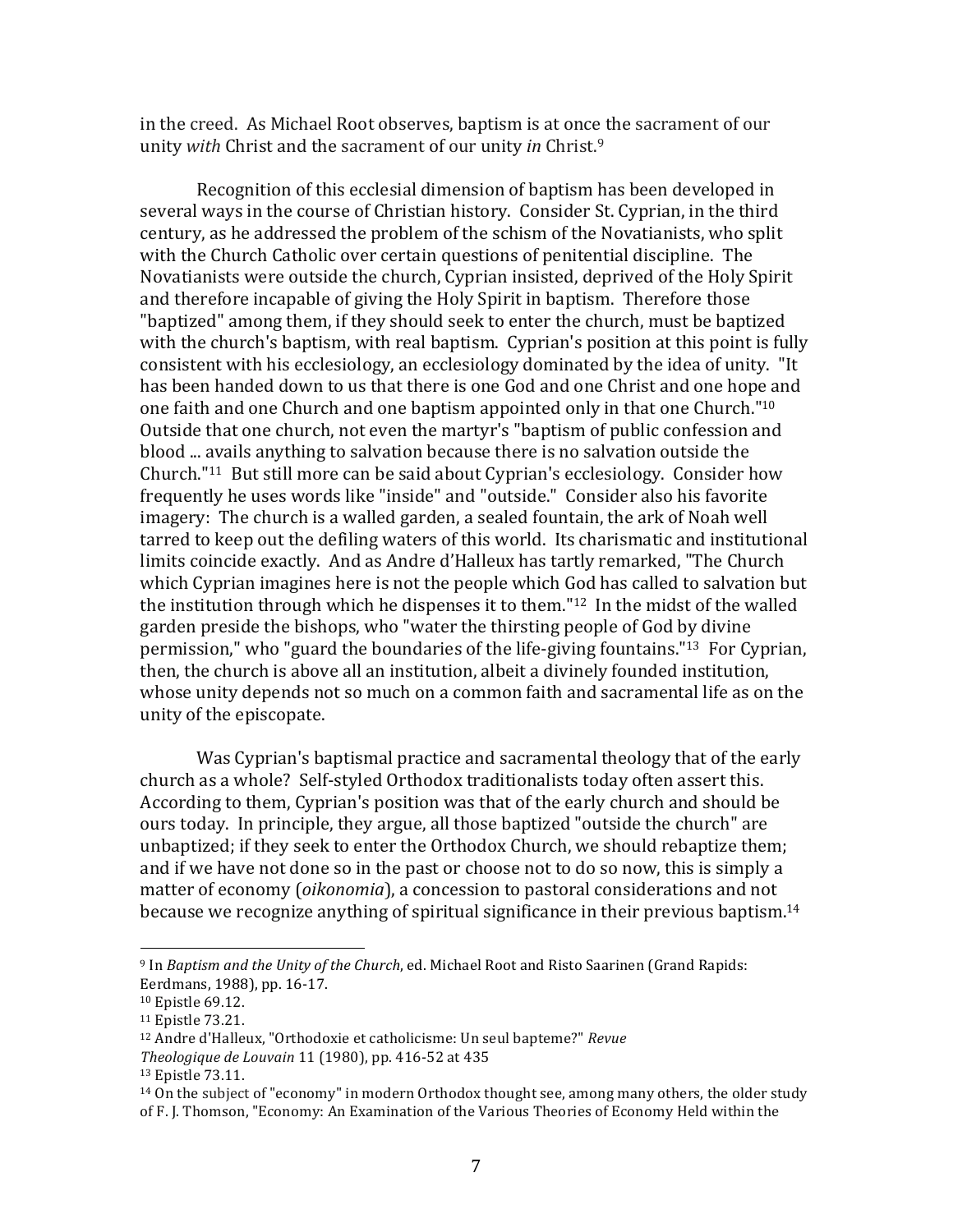in the creed. As Michael Root observes, baptism is at once the sacrament of our unity *with* Christ and the sacrament of our unity *in* Christ.[9]

Recognition of this ecclesial dimension of baptism has been developed in several ways in the course of Christian history. Consider St. Cyprian, in the third century, as he addressed the problem of the schism of the Novatianists, who split with the Church Catholic over certain questions of penitential discipline. The Novatianists were outside the church, Cyprian insisted, deprived of the Holy Spirit and therefore incapable of giving the Holy Spirit in baptism. Therefore those "baptized" among them, if they should seek to enter the church, must be baptized with the church's baptism, with real baptism. Cyprian's position at this point is fully consistent with his ecclesiology, an ecclesiology dominated by the idea of unity. "It has been handed down to us that there is one God and one Christ and one hope and one faith and one Church and one baptism appointed only in that one Church."[10] Outside that one church, not even the martyr's "baptism of public confession and blood ... avails anything to salvation because there is no salvation outside the Church."[11] But still more can be said about Cyprian's ecclesiology. Consider how frequently he uses words like "inside" and "outside." Consider also his favorite imagery: The church is a walled garden, a sealed fountain, the ark of Noah well tarred to keep out the defiling waters of this world. Its charismatic and institutional limits coincide exactly. And as Andre d'Halleux has tartly remarked, "The Church which Cyprian imagines here is not the people which God has called to salvation but the institution through which he dispenses it to them."[12] In the midst of the walled garden preside the bishops, who "water the thirsting people of God by divine permission," who "guard the boundaries of the life-giving fountains."[13] For Cyprian, then, the church is above all an institution, albeit a divinely founded institution, whose unity depends not so much on a common faith and sacramental life as on the unity of the episcopate.

Was Cyprian's baptismal practice and sacramental theology that of the early church as a whole? Self-styled Orthodox traditionalists today often assert this. According to them, Cyprian's position was that of the early church and should be ours today. In principle, they argue, all those baptized "outside the church" are unbaptized; if they seek to enter the Orthodox Church, we should rebaptize them; and if we have not done so in the past or choose not to do so now, this is simply a matter of economy (*oikonomia*), a concession to pastoral considerations and not because we recognize anything of spiritual significance in their previous baptism.[14]

---

[9] In *Baptism and the Unity of the Church*, ed. Michael Root and Risto Saarinen (Grand Rapids: Eerdmans, 1988), pp. 16-17.

[10] Epistle 69.12.

[11] Epistle 73.21.

[12] Andre d'Halleux, "Orthodoxie et catholicisme: Un seul bapteme?" *Revue Theologique de Louvain* 11 (1980), pp. 416-52 at 435

[13] Epistle 73.11.

[14] On the subject of "economy" in modern Orthodox thought see, among many others, the older study of F. J. Thomson, "Economy: An Examination of the Various Theories of Economy Held within the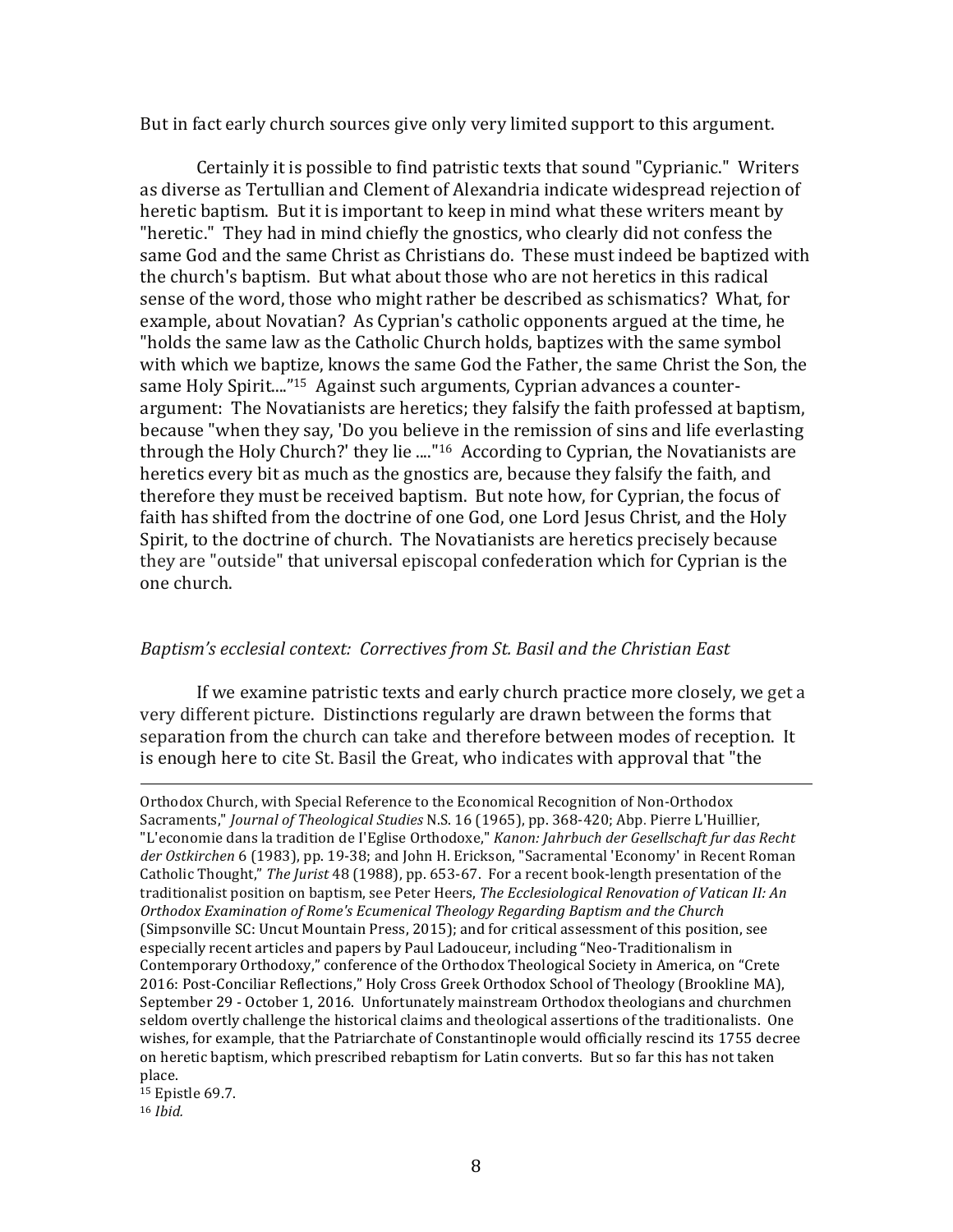But in fact early church sources give only very limited support to this argument.

Certainly it is possible to find patristic texts that sound "Cyprianic." Writers as diverse as Tertullian and Clement of Alexandria indicate widespread rejection of heretic baptism. But it is important to keep in mind what these writers meant by "heretic." They had in mind chiefly the gnostics, who clearly did not confess the same God and the same Christ as Christians do. These must indeed be baptized with the church's baptism. But what about those who are not heretics in this radical sense of the word, those who might rather be described as schismatics? What, for example, about Novatian? As Cyprian's catholic opponents argued at the time, he "holds the same law as the Catholic Church holds, baptizes with the same symbol with which we baptize, knows the same God the Father, the same Christ the Son, the same Holy Spirit...."[15] Against such arguments, Cyprian advances a counter-argument: The Novatianists are heretics; they falsify the faith professed at baptism, because "when they say, 'Do you believe in the remission of sins and life everlasting through the Holy Church?' they lie ...."[16] According to Cyprian, the Novatianists are heretics every bit as much as the gnostics are, because they falsify the faith, and therefore they must be received baptism. But note how, for Cyprian, the focus of faith has shifted from the doctrine of one God, one Lord Jesus Christ, and the Holy Spirit, to the doctrine of church. The Novatianists are heretics precisely because they are "outside" that universal episcopal confederation which for Cyprian is the one church.

### *Baptism's ecclesial context: Correctives from St. Basil and the Christian East*

If we examine patristic texts and early church practice more closely, we get a very different picture. Distinctions regularly are drawn between the forms that separation from the church can take and therefore between modes of reception. It is enough here to cite St. Basil the Great, who indicates with approval that "the

---

Orthodox Church, with Special Reference to the Economical Recognition of Non-Orthodox Sacraments," *Journal of Theological Studies* N.S. 16 (1965), pp. 368-420; Abp. Pierre L'Huillier, "L'economie dans la tradition de I'Eglise Orthodoxe," *Kanon: Jahrbuch der Gesellschaft fur das Recht der Ostkirchen* 6 (1983), pp. 19-38; and John H. Erickson, "Sacramental 'Economy' in Recent Roman Catholic Thought," *The Jurist* 48 (1988), pp. 653-67. For a recent book-length presentation of the traditionalist position on baptism, see Peter Heers, *The Ecclesiological Renovation of Vatican II: An Orthodox Examination of Rome's Ecumenical Theology Regarding Baptism and the Church* (Simpsonville SC: Uncut Mountain Press, 2015); and for critical assessment of this position, see especially recent articles and papers by Paul Ladouceur, including "Neo-Traditionalism in Contemporary Orthodoxy," conference of the Orthodox Theological Society in America, on "Crete 2016: Post-Conciliar Reflections," Holy Cross Greek Orthodox School of Theology (Brookline MA), September 29 - October 1, 2016. Unfortunately mainstream Orthodox theologians and churchmen seldom overtly challenge the historical claims and theological assertions of the traditionalists. One wishes, for example, that the Patriarchate of Constantinople would officially rescind its 1755 decree on heretic baptism, which prescribed rebaptism for Latin converts. But so far this has not taken place.

[15] Epistle 69.7.

[16] *Ibid.*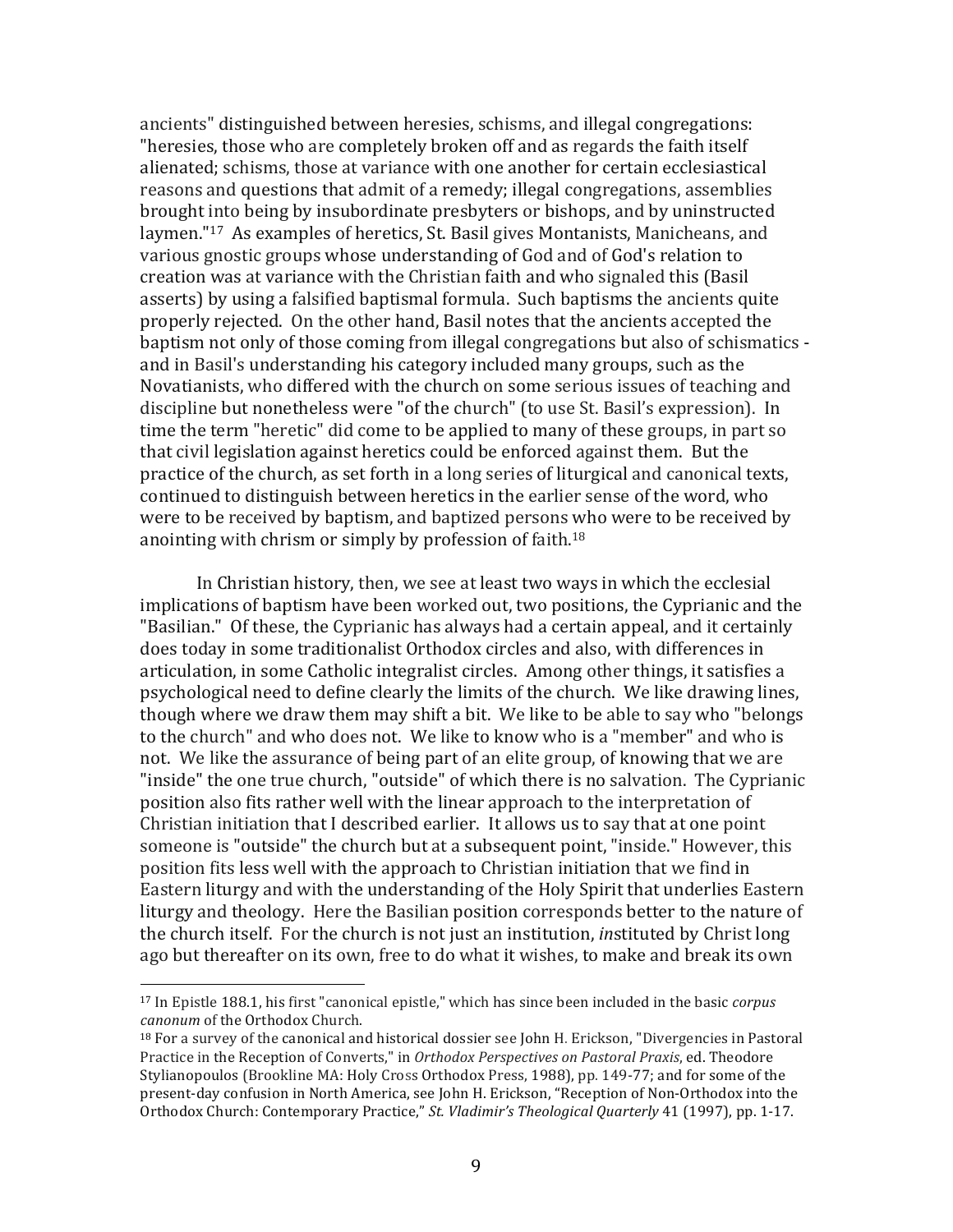ancients" distinguished between heresies, schisms, and illegal congregations: "heresies, those who are completely broken off and as regards the faith itself alienated; schisms, those at variance with one another for certain ecclesiastical reasons and questions that admit of a remedy; illegal congregations, assemblies brought into being by insubordinate presbyters or bishops, and by uninstructed laymen."[17] As examples of heretics, St. Basil gives Montanists, Manicheans, and various gnostic groups whose understanding of God and of God's relation to creation was at variance with the Christian faith and who signaled this (Basil asserts) by using a falsified baptismal formula. Such baptisms the ancients quite properly rejected. On the other hand, Basil notes that the ancients accepted the baptism not only of those coming from illegal congregations but also of schismatics - and in Basil's understanding his category included many groups, such as the Novatianists, who differed with the church on some serious issues of teaching and discipline but nonetheless were "of the church" (to use St. Basil's expression). In time the term "heretic" did come to be applied to many of these groups, in part so that civil legislation against heretics could be enforced against them. But the practice of the church, as set forth in a long series of liturgical and canonical texts, continued to distinguish between heretics in the earlier sense of the word, who were to be received by baptism, and baptized persons who were to be received by anointing with chrism or simply by profession of faith.[18]

In Christian history, then, we see at least two ways in which the ecclesial implications of baptism have been worked out, two positions, the Cyprianic and the "Basilian." Of these, the Cyprianic has always had a certain appeal, and it certainly does today in some traditionalist Orthodox circles and also, with differences in articulation, in some Catholic integralist circles. Among other things, it satisfies a psychological need to define clearly the limits of the church. We like drawing lines, though where we draw them may shift a bit. We like to be able to say who "belongs to the church" and who does not. We like to know who is a "member" and who is not. We like the assurance of being part of an elite group, of knowing that we are "inside" the one true church, "outside" of which there is no salvation. The Cyprianic position also fits rather well with the linear approach to the interpretation of Christian initiation that I described earlier. It allows us to say that at one point someone is "outside" the church but at a subsequent point, "inside." However, this position fits less well with the approach to Christian initiation that we find in Eastern liturgy and with the understanding of the Holy Spirit that underlies Eastern liturgy and theology. Here the Basilian position corresponds better to the nature of the church itself. For the church is not just an institution, *in*stituted by Christ long ago but thereafter on its own, free to do what it wishes, to make and break its own

---

[17] In Epistle 188.1, his first "canonical epistle," which has since been included in the basic *corpus canonum* of the Orthodox Church.

[18] For a survey of the canonical and historical dossier see John H. Erickson, "Divergencies in Pastoral Practice in the Reception of Converts," in *Orthodox Perspectives on Pastoral Praxis*, ed. Theodore Stylianopoulos (Brookline MA: Holy Cross Orthodox Press, 1988), pp. 149-77; and for some of the present-day confusion in North America, see John H. Erickson, "Reception of Non-Orthodox into the Orthodox Church: Contemporary Practice," *St. Vladimir's Theological Quarterly* 41 (1997), pp. 1-17.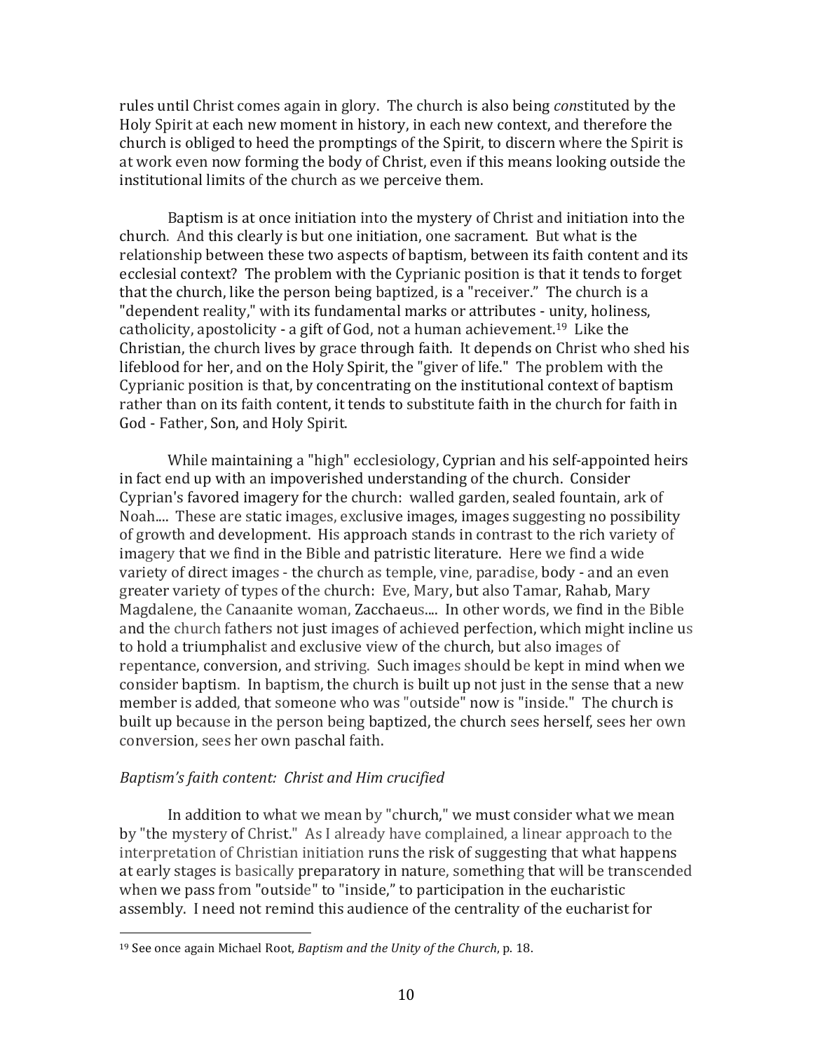rules until Christ comes again in glory. The church is also being *con*stituted by the Holy Spirit at each new moment in history, in each new context, and therefore the church is obliged to heed the promptings of the Spirit, to discern where the Spirit is at work even now forming the body of Christ, even if this means looking outside the institutional limits of the church as we perceive them.

Baptism is at once initiation into the mystery of Christ and initiation into the church. And this clearly is but one initiation, one sacrament. But what is the relationship between these two aspects of baptism, between its faith content and its ecclesial context? The problem with the Cyprianic position is that it tends to forget that the church, like the person being baptized, is a "receiver." The church is a "dependent reality," with its fundamental marks or attributes - unity, holiness, catholicity, apostolicity - a gift of God, not a human achievement.[19] Like the Christian, the church lives by grace through faith. It depends on Christ who shed his lifeblood for her, and on the Holy Spirit, the "giver of life." The problem with the Cyprianic position is that, by concentrating on the institutional context of baptism rather than on its faith content, it tends to substitute faith in the church for faith in God - Father, Son, and Holy Spirit.

While maintaining a "high" ecclesiology, Cyprian and his self-appointed heirs in fact end up with an impoverished understanding of the church. Consider Cyprian's favored imagery for the church: walled garden, sealed fountain, ark of Noah.... These are static images, exclusive images, images suggesting no possibility of growth and development. His approach stands in contrast to the rich variety of imagery that we find in the Bible and patristic literature. Here we find a wide variety of direct images - the church as temple, vine, paradise, body - and an even greater variety of types of the church: Eve, Mary, but also Tamar, Rahab, Mary Magdalene, the Canaanite woman, Zacchaeus.... In other words, we find in the Bible and the church fathers not just images of achieved perfection, which might incline us to hold a triumphalist and exclusive view of the church, but also images of repentance, conversion, and striving. Such images should be kept in mind when we consider baptism. In baptism, the church is built up not just in the sense that a new member is added, that someone who was "outside" now is "inside." The church is built up because in the person being baptized, the church sees herself, sees her own conversion, sees her own paschal faith.

*Baptism's faith content: Christ and Him crucified*

In addition to what we mean by "church," we must consider what we mean by "the mystery of Christ." As I already have complained, a linear approach to the interpretation of Christian initiation runs the risk of suggesting that what happens at early stages is basically preparatory in nature, something that will be transcended when we pass from "outside" to "inside," to participation in the eucharistic assembly. I need not remind this audience of the centrality of the eucharist for

---

[19] See once again Michael Root, *Baptism and the Unity of the Church*, p. 18.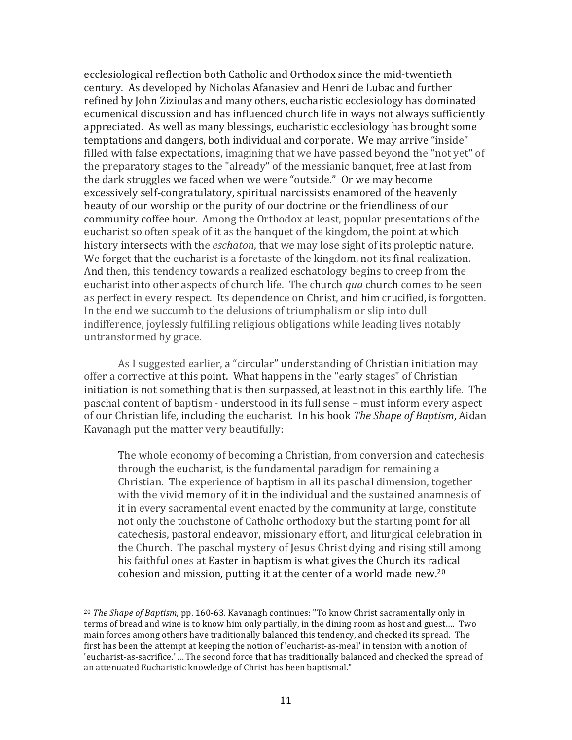ecclesiological reflection both Catholic and Orthodox since the mid-twentieth century. As developed by Nicholas Afanasiev and Henri de Lubac and further refined by John Zizioulas and many others, eucharistic ecclesiology has dominated ecumenical discussion and has influenced church life in ways not always sufficiently appreciated. As well as many blessings, eucharistic ecclesiology has brought some temptations and dangers, both individual and corporate. We may arrive "inside" filled with false expectations, imagining that we have passed beyond the "not yet" of the preparatory stages to the "already" of the messianic banquet, free at last from the dark struggles we faced when we were "outside." Or we may become excessively self-congratulatory, spiritual narcissists enamored of the heavenly beauty of our worship or the purity of our doctrine or the friendliness of our community coffee hour. Among the Orthodox at least, popular presentations of the eucharist so often speak of it as the banquet of the kingdom, the point at which history intersects with the *eschaton*, that we may lose sight of its proleptic nature. We forget that the eucharist is a foretaste of the kingdom, not its final realization. And then, this tendency towards a realized eschatology begins to creep from the eucharist into other aspects of church life. The church *qua* church comes to be seen as perfect in every respect. Its dependence on Christ, and him crucified, is forgotten. In the end we succumb to the delusions of triumphalism or slip into dull indifference, joylessly fulfilling religious obligations while leading lives notably untransformed by grace.

As I suggested earlier, a "circular" understanding of Christian initiation may offer a corrective at this point. What happens in the "early stages" of Christian initiation is not something that is then surpassed, at least not in this earthly life. The paschal content of baptism - understood in its full sense – must inform every aspect of our Christian life, including the eucharist. In his book *The Shape of Baptism*, Aidan Kavanagh put the matter very beautifully:

> The whole economy of becoming a Christian, from conversion and catechesis through the eucharist, is the fundamental paradigm for remaining a Christian. The experience of baptism in all its paschal dimension, together with the vivid memory of it in the individual and the sustained anamnesis of it in every sacramental event enacted by the community at large, constitute not only the touchstone of Catholic orthodoxy but the starting point for all catechesis, pastoral endeavor, missionary effort, and liturgical celebration in the Church. The paschal mystery of Jesus Christ dying and rising still among his faithful ones at Easter in baptism is what gives the Church its radical cohesion and mission, putting it at the center of a world made new.[20]

[20] *The Shape of Baptism*, pp. 160-63. Kavanagh continues: "To know Christ sacramentally only in terms of bread and wine is to know him only partially, in the dining room as host and guest.... Two main forces among others have traditionally balanced this tendency, and checked its spread. The first has been the attempt at keeping the notion of 'eucharist-as-meal' in tension with a notion of 'eucharist-as-sacrifice.' ... The second force that has traditionally balanced and checked the spread of an attenuated Eucharistic knowledge of Christ has been baptismal."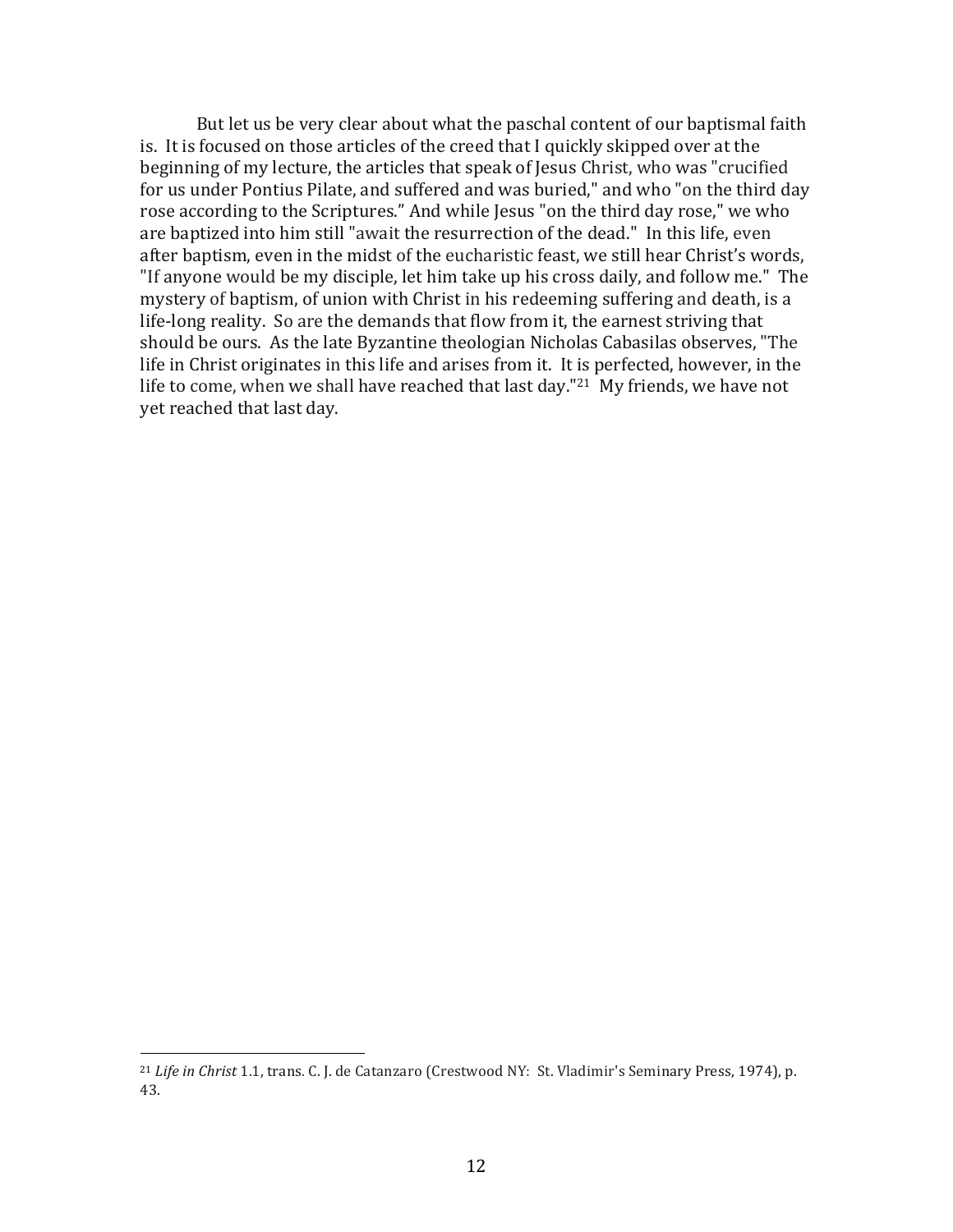But let us be very clear about what the paschal content of our baptismal faith is. It is focused on those articles of the creed that I quickly skipped over at the beginning of my lecture, the articles that speak of Jesus Christ, who was "crucified for us under Pontius Pilate, and suffered and was buried," and who "on the third day rose according to the Scriptures." And while Jesus "on the third day rose," we who are baptized into him still "await the resurrection of the dead." In this life, even after baptism, even in the midst of the eucharistic feast, we still hear Christ's words, "If anyone would be my disciple, let him take up his cross daily, and follow me." The mystery of baptism, of union with Christ in his redeeming suffering and death, is a life-long reality. So are the demands that flow from it, the earnest striving that should be ours. As the late Byzantine theologian Nicholas Cabasilas observes, "The life in Christ originates in this life and arises from it. It is perfected, however, in the life to come, when we shall have reached that last day."[21] My friends, we have not yet reached that last day.

---

[21] *Life in Christ* 1.1, trans. C. J. de Catanzaro (Crestwood NY: St. Vladimir's Seminary Press, 1974), p. 43.